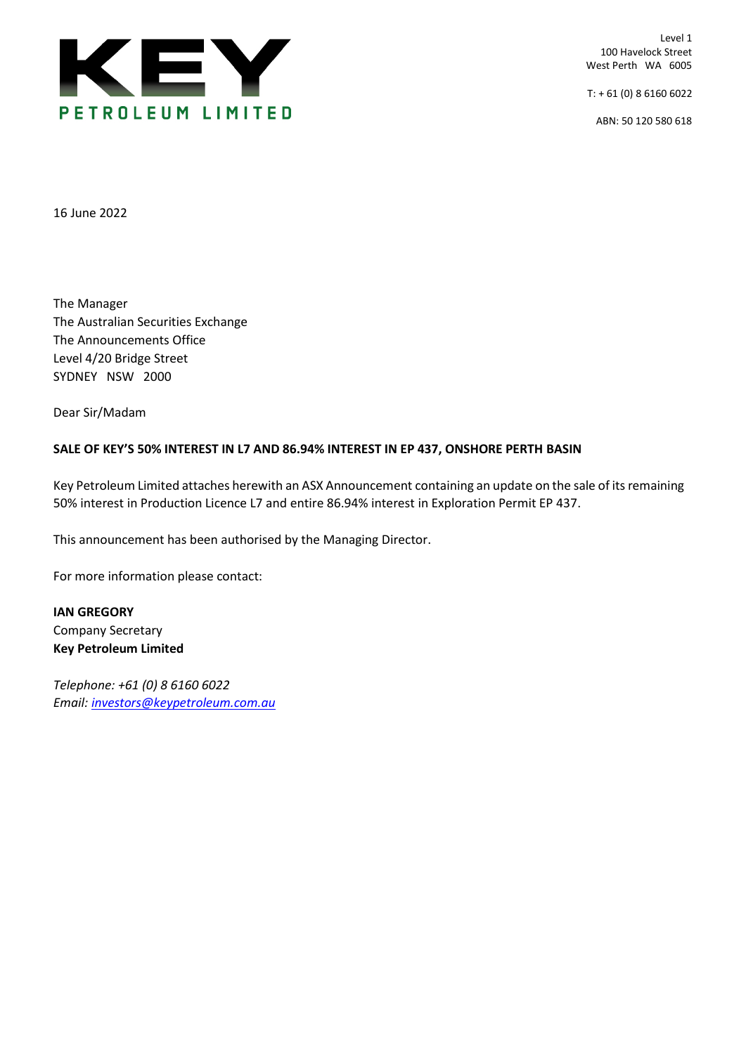**KEY**
**PETROLEUM LIMITED**

Level 1
100 Havelock Street
West Perth WA 6005

T: + 61 (0) 8 6160 6022

ABN: 50 120 580 618

16 June 2022

The Manager
The Australian Securities Exchange
The Announcements Office
Level 4/20 Bridge Street
SYDNEY NSW 2000

Dear Sir/Madam

**SALE OF KEY'S 50% INTEREST IN L7 AND 86.94% INTEREST IN EP 437, ONSHORE PERTH BASIN**

Key Petroleum Limited attaches herewith an ASX Announcement containing an update on the sale of its remaining 50% interest in Production Licence L7 and entire 86.94% interest in Exploration Permit EP 437.

This announcement has been authorised by the Managing Director.

For more information please contact:

**IAN GREGORY**
Company Secretary
**Key Petroleum Limited**

*Telephone: +61 (0) 8 6160 6022*
*Email: investors@keypetroleum.com.au*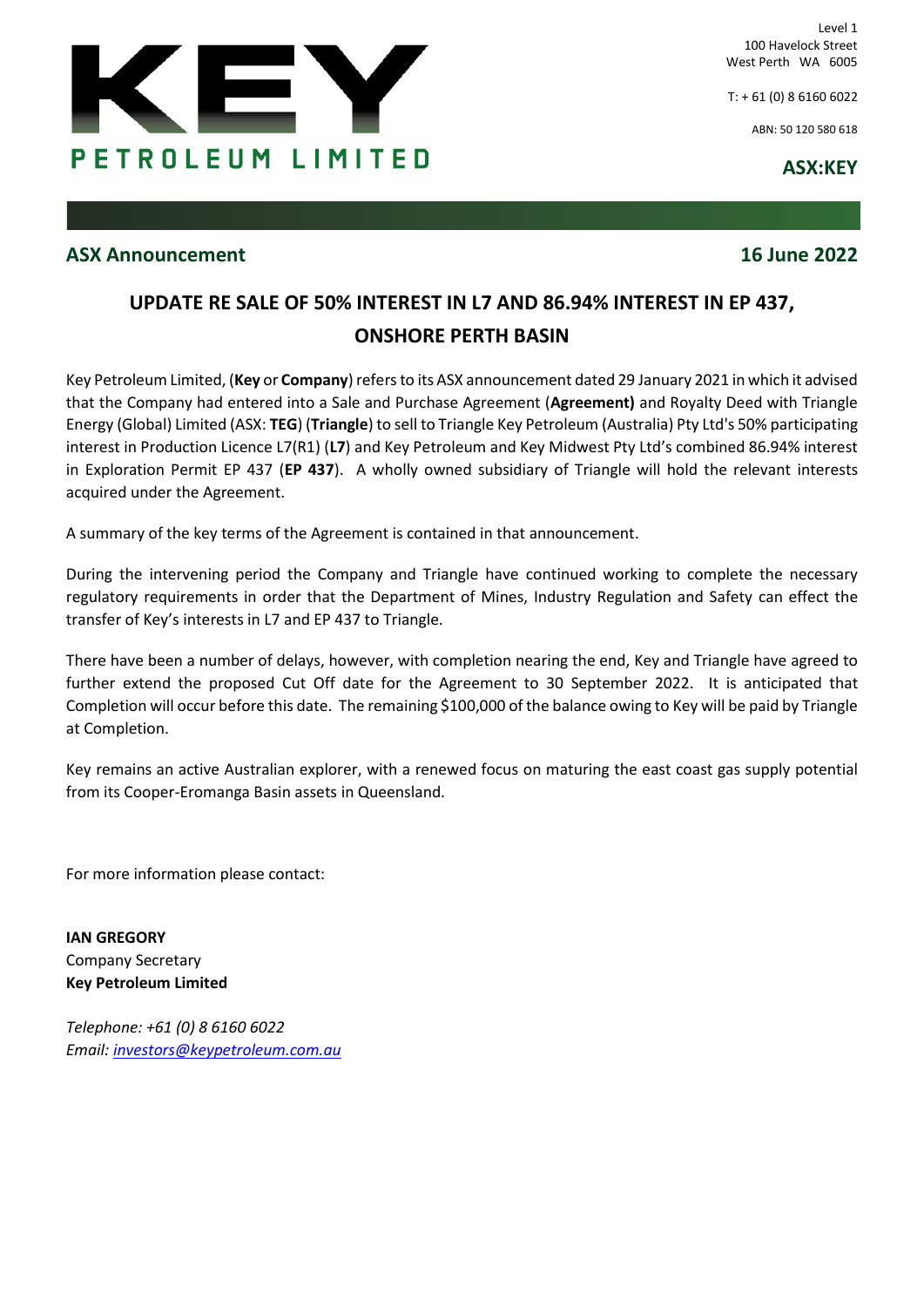# KEY PETROLEUM LIMITED

Level 1
100 Havelock Street
West Perth WA 6005

T: + 61 (0) 8 6160 6022

ABN: 50 120 580 618

**ASX:KEY**

**ASX Announcement** **16 June 2022**

## UPDATE RE SALE OF 50% INTEREST IN L7 AND 86.94% INTEREST IN EP 437, ONSHORE PERTH BASIN

Key Petroleum Limited, (**Key** or **Company**) refers to its ASX announcement dated 29 January 2021 in which it advised that the Company had entered into a Sale and Purchase Agreement (**Agreement)** and Royalty Deed with Triangle Energy (Global) Limited (ASX: **TEG**) (**Triangle**) to sell to Triangle Key Petroleum (Australia) Pty Ltd's 50% participating interest in Production Licence L7(R1) (**L7**) and Key Petroleum and Key Midwest Pty Ltd's combined 86.94% interest in Exploration Permit EP 437 (**EP 437**). A wholly owned subsidiary of Triangle will hold the relevant interests acquired under the Agreement.

A summary of the key terms of the Agreement is contained in that announcement.

During the intervening period the Company and Triangle have continued working to complete the necessary regulatory requirements in order that the Department of Mines, Industry Regulation and Safety can effect the transfer of Key's interests in L7 and EP 437 to Triangle.

There have been a number of delays, however, with completion nearing the end, Key and Triangle have agreed to further extend the proposed Cut Off date for the Agreement to 30 September 2022. It is anticipated that Completion will occur before this date. The remaining $100,000 of the balance owing to Key will be paid by Triangle at Completion.

Key remains an active Australian explorer, with a renewed focus on maturing the east coast gas supply potential from its Cooper-Eromanga Basin assets in Queensland.

For more information please contact:

**IAN GREGORY**
Company Secretary
**Key Petroleum Limited**

*Telephone: +61 (0) 8 6160 6022*
*Email: investors@keypetroleum.com.au*